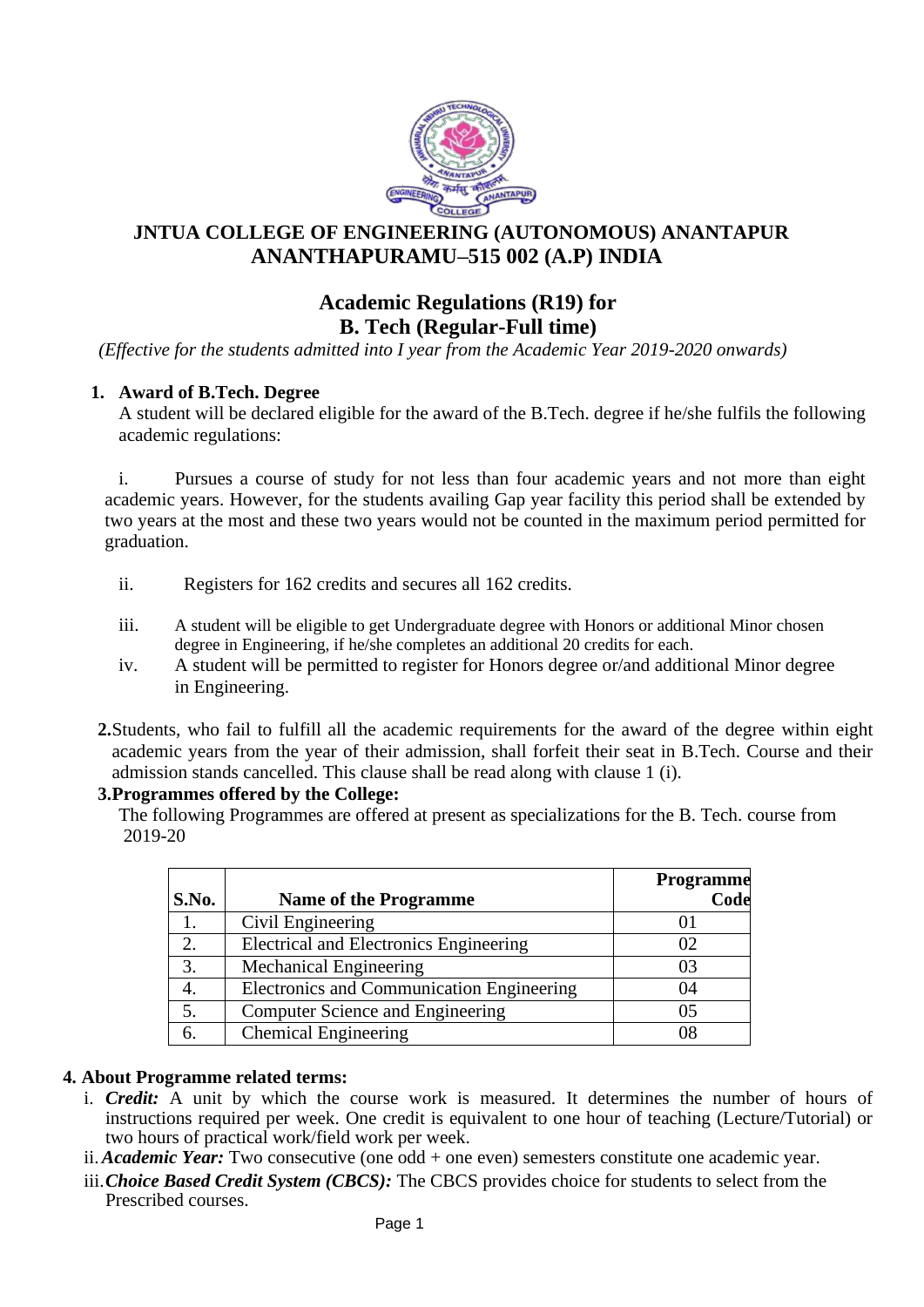# JNTUA COLLEGE OF ENGINEERING (AUTONOMOUS) ANANTAPUR
# ANANTHAPURAMU–515 002 (A.P) INDIA

## Academic Regulations (R19) for
## B. Tech (Regular-Full time)

*(Effective for the students admitted into I year from the Academic Year 2019-2020 onwards)*

**1. Award of B.Tech. Degree**

A student will be declared eligible for the award of the B.Tech. degree if he/she fulfils the following academic regulations:

i. Pursues a course of study for not less than four academic years and not more than eight academic years. However, for the students availing Gap year facility this period shall be extended by two years at the most and these two years would not be counted in the maximum period permitted for graduation.

ii. Registers for 162 credits and secures all 162 credits.

iii. A student will be eligible to get Undergraduate degree with Honors or additional Minor chosen degree in Engineering, if he/she completes an additional 20 credits for each.

iv. A student will be permitted to register for Honors degree or/and additional Minor degree in Engineering.

**2.** Students, who fail to fulfill all the academic requirements for the award of the degree within eight academic years from the year of their admission, shall forfeit their seat in B.Tech. Course and their admission stands cancelled. This clause shall be read along with clause 1 (i).

**3. Programmes offered by the College:**

The following Programmes are offered at present as specializations for the B. Tech. course from 2019-20

| S.No. | Name of the Programme | Programme Code |
|---|---|---|
| 1. | Civil Engineering | 01 |
| 2. | Electrical and Electronics Engineering | 02 |
| 3. | Mechanical Engineering | 03 |
| 4. | Electronics and Communication Engineering | 04 |
| 5. | Computer Science and Engineering | 05 |
| 6. | Chemical Engineering | 08 |

**4. About Programme related terms:**

i. ***Credit:*** A unit by which the course work is measured. It determines the number of hours of instructions required per week. One credit is equivalent to one hour of teaching (Lecture/Tutorial) or two hours of practical work/field work per week.

ii. ***Academic Year:*** Two consecutive (one odd + one even) semesters constitute one academic year.

iii. ***Choice Based Credit System (CBCS):*** The CBCS provides choice for students to select from the Prescribed courses.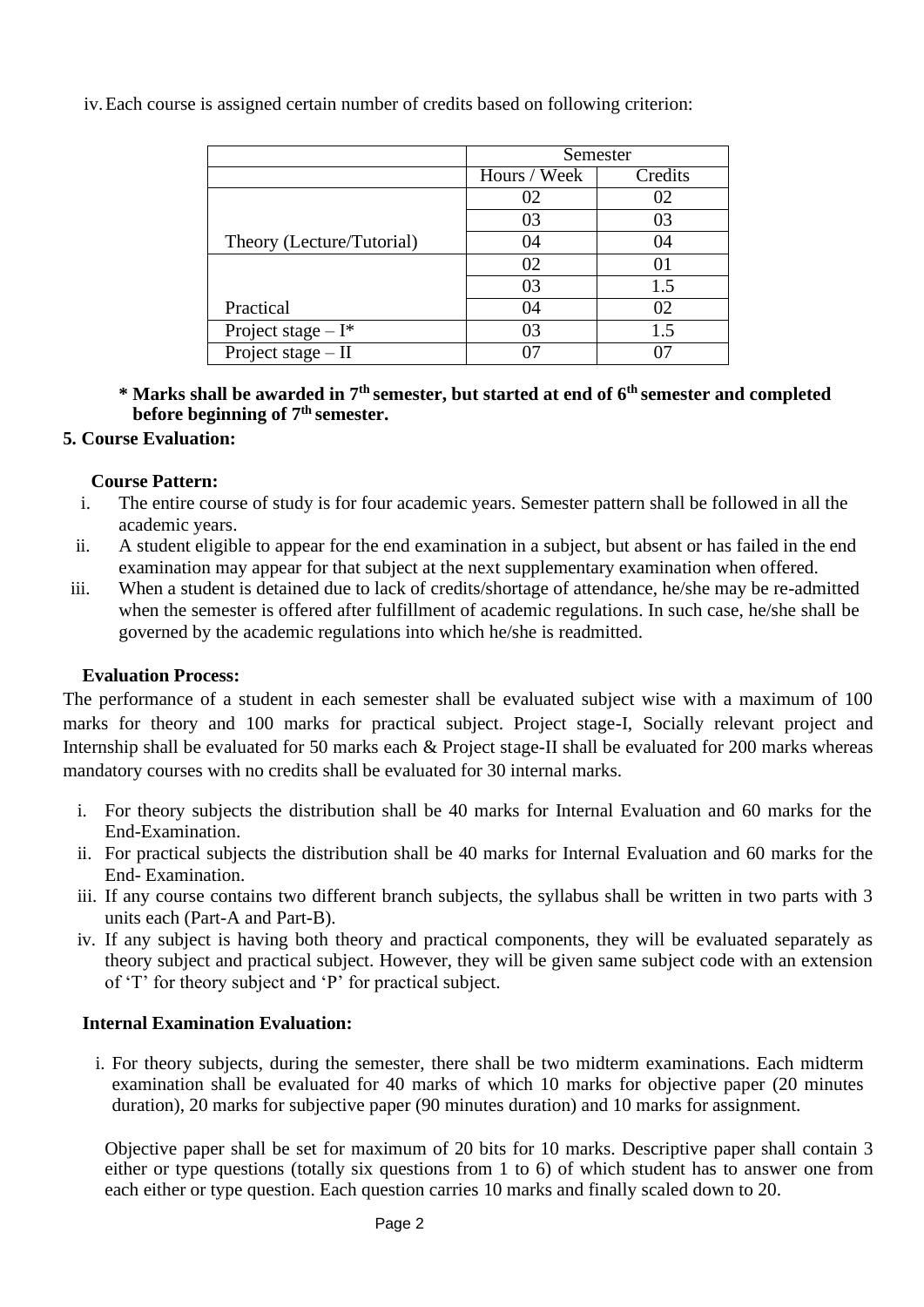iv. Each course is assigned certain number of credits based on following criterion:

| | Semester | |
|---|---|---|
| | Hours / Week | Credits |
| Theory (Lecture/Tutorial) | 02 | 02 |
| | 03 | 03 |
| | 04 | 04 |
| Practical | 02 | 01 |
| | 03 | 1.5 |
| | 04 | 02 |
| Project stage – I* | 03 | 1.5 |
| Project stage – II | 07 | 07 |

**\* Marks shall be awarded in 7th semester, but started at end of 6th semester and completed before beginning of 7th semester.**

**5. Course Evaluation:**

**Course Pattern:**

i. The entire course of study is for four academic years. Semester pattern shall be followed in all the academic years.

ii. A student eligible to appear for the end examination in a subject, but absent or has failed in the end examination may appear for that subject at the next supplementary examination when offered.

iii. When a student is detained due to lack of credits/shortage of attendance, he/she may be re-admitted when the semester is offered after fulfillment of academic regulations. In such case, he/she shall be governed by the academic regulations into which he/she is readmitted.

**Evaluation Process:**

The performance of a student in each semester shall be evaluated subject wise with a maximum of 100 marks for theory and 100 marks for practical subject. Project stage-I, Socially relevant project and Internship shall be evaluated for 50 marks each & Project stage-II shall be evaluated for 200 marks whereas mandatory courses with no credits shall be evaluated for 30 internal marks.

i. For theory subjects the distribution shall be 40 marks for Internal Evaluation and 60 marks for the End-Examination.

ii. For practical subjects the distribution shall be 40 marks for Internal Evaluation and 60 marks for the End- Examination.

iii. If any course contains two different branch subjects, the syllabus shall be written in two parts with 3 units each (Part-A and Part-B).

iv. If any subject is having both theory and practical components, they will be evaluated separately as theory subject and practical subject. However, they will be given same subject code with an extension of 'T' for theory subject and 'P' for practical subject.

**Internal Examination Evaluation:**

i. For theory subjects, during the semester, there shall be two midterm examinations. Each midterm examination shall be evaluated for 40 marks of which 10 marks for objective paper (20 minutes duration), 20 marks for subjective paper (90 minutes duration) and 10 marks for assignment.

Objective paper shall be set for maximum of 20 bits for 10 marks. Descriptive paper shall contain 3 either or type questions (totally six questions from 1 to 6) of which student has to answer one from each either or type question. Each question carries 10 marks and finally scaled down to 20.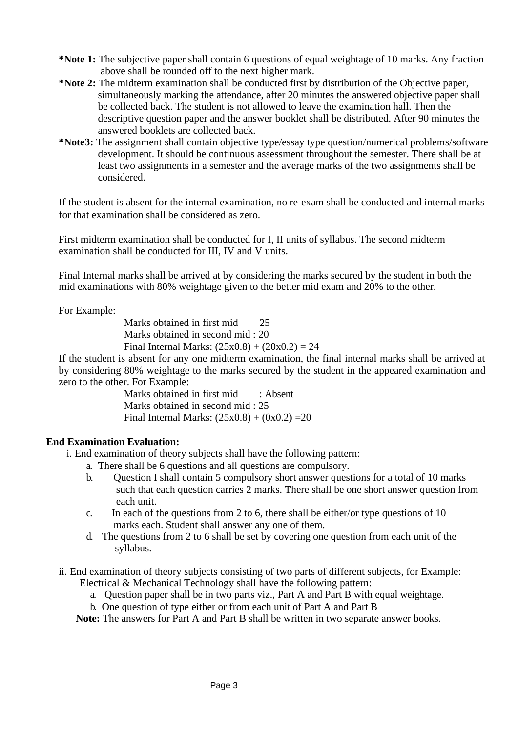**\*Note 1:** The subjective paper shall contain 6 questions of equal weightage of 10 marks. Any fraction above shall be rounded off to the next higher mark.

**\*Note 2:** The midterm examination shall be conducted first by distribution of the Objective paper, simultaneously marking the attendance, after 20 minutes the answered objective paper shall be collected back. The student is not allowed to leave the examination hall. Then the descriptive question paper and the answer booklet shall be distributed. After 90 minutes the answered booklets are collected back.

**\*Note3:** The assignment shall contain objective type/essay type question/numerical problems/software development. It should be continuous assessment throughout the semester. There shall be at least two assignments in a semester and the average marks of the two assignments shall be considered.

If the student is absent for the internal examination, no re-exam shall be conducted and internal marks for that examination shall be considered as zero.

First midterm examination shall be conducted for I, II units of syllabus. The second midterm examination shall be conducted for III, IV and V units.

Final Internal marks shall be arrived at by considering the marks secured by the student in both the mid examinations with 80% weightage given to the better mid exam and 20% to the other.

For Example:

Marks obtained in first mid 25
Marks obtained in second mid : 20
Final Internal Marks: (25x0.8) + (20x0.2) = 24

If the student is absent for any one midterm examination, the final internal marks shall be arrived at by considering 80% weightage to the marks secured by the student in the appeared examination and zero to the other. For Example:

Marks obtained in first mid : Absent
Marks obtained in second mid : 25
Final Internal Marks: (25x0.8) + (0x0.2) =20

**End Examination Evaluation:**

i. End examination of theory subjects shall have the following pattern:

a. There shall be 6 questions and all questions are compulsory.
b. Question I shall contain 5 compulsory short answer questions for a total of 10 marks such that each question carries 2 marks. There shall be one short answer question from each unit.
c. In each of the questions from 2 to 6, there shall be either/or type questions of 10 marks each. Student shall answer any one of them.
d. The questions from 2 to 6 shall be set by covering one question from each unit of the syllabus.

ii. End examination of theory subjects consisting of two parts of different subjects, for Example: Electrical & Mechanical Technology shall have the following pattern:

a. Question paper shall be in two parts viz., Part A and Part B with equal weightage.
b. One question of type either or from each unit of Part A and Part B

**Note:** The answers for Part A and Part B shall be written in two separate answer books.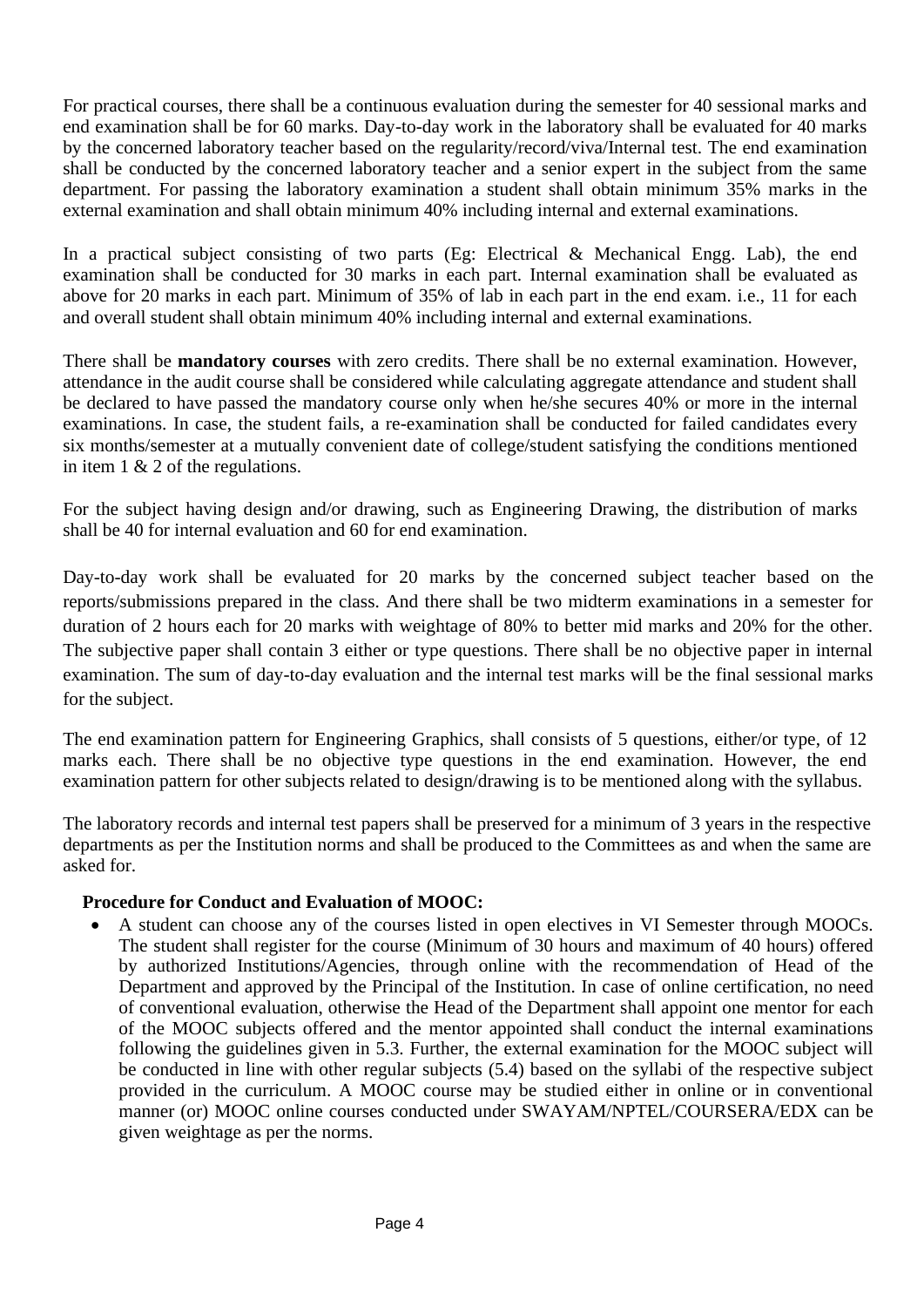For practical courses, there shall be a continuous evaluation during the semester for 40 sessional marks and end examination shall be for 60 marks. Day-to-day work in the laboratory shall be evaluated for 40 marks by the concerned laboratory teacher based on the regularity/record/viva/Internal test. The end examination shall be conducted by the concerned laboratory teacher and a senior expert in the subject from the same department. For passing the laboratory examination a student shall obtain minimum 35% marks in the external examination and shall obtain minimum 40% including internal and external examinations.

In a practical subject consisting of two parts (Eg: Electrical & Mechanical Engg. Lab), the end examination shall be conducted for 30 marks in each part. Internal examination shall be evaluated as above for 20 marks in each part. Minimum of 35% of lab in each part in the end exam. i.e., 11 for each and overall student shall obtain minimum 40% including internal and external examinations.

There shall be **mandatory courses** with zero credits. There shall be no external examination. However, attendance in the audit course shall be considered while calculating aggregate attendance and student shall be declared to have passed the mandatory course only when he/she secures 40% or more in the internal examinations. In case, the student fails, a re-examination shall be conducted for failed candidates every six months/semester at a mutually convenient date of college/student satisfying the conditions mentioned in item 1 & 2 of the regulations.

For the subject having design and/or drawing, such as Engineering Drawing, the distribution of marks shall be 40 for internal evaluation and 60 for end examination.

Day-to-day work shall be evaluated for 20 marks by the concerned subject teacher based on the reports/submissions prepared in the class. And there shall be two midterm examinations in a semester for duration of 2 hours each for 20 marks with weightage of 80% to better mid marks and 20% for the other. The subjective paper shall contain 3 either or type questions. There shall be no objective paper in internal examination. The sum of day-to-day evaluation and the internal test marks will be the final sessional marks for the subject.

The end examination pattern for Engineering Graphics, shall consists of 5 questions, either/or type, of 12 marks each. There shall be no objective type questions in the end examination. However, the end examination pattern for other subjects related to design/drawing is to be mentioned along with the syllabus.

The laboratory records and internal test papers shall be preserved for a minimum of 3 years in the respective departments as per the Institution norms and shall be produced to the Committees as and when the same are asked for.

**Procedure for Conduct and Evaluation of MOOC:**

- A student can choose any of the courses listed in open electives in VI Semester through MOOCs. The student shall register for the course (Minimum of 30 hours and maximum of 40 hours) offered by authorized Institutions/Agencies, through online with the recommendation of Head of the Department and approved by the Principal of the Institution. In case of online certification, no need of conventional evaluation, otherwise the Head of the Department shall appoint one mentor for each of the MOOC subjects offered and the mentor appointed shall conduct the internal examinations following the guidelines given in 5.3. Further, the external examination for the MOOC subject will be conducted in line with other regular subjects (5.4) based on the syllabi of the respective subject provided in the curriculum. A MOOC course may be studied either in online or in conventional manner (or) MOOC online courses conducted under SWAYAM/NPTEL/COURSERA/EDX can be given weightage as per the norms.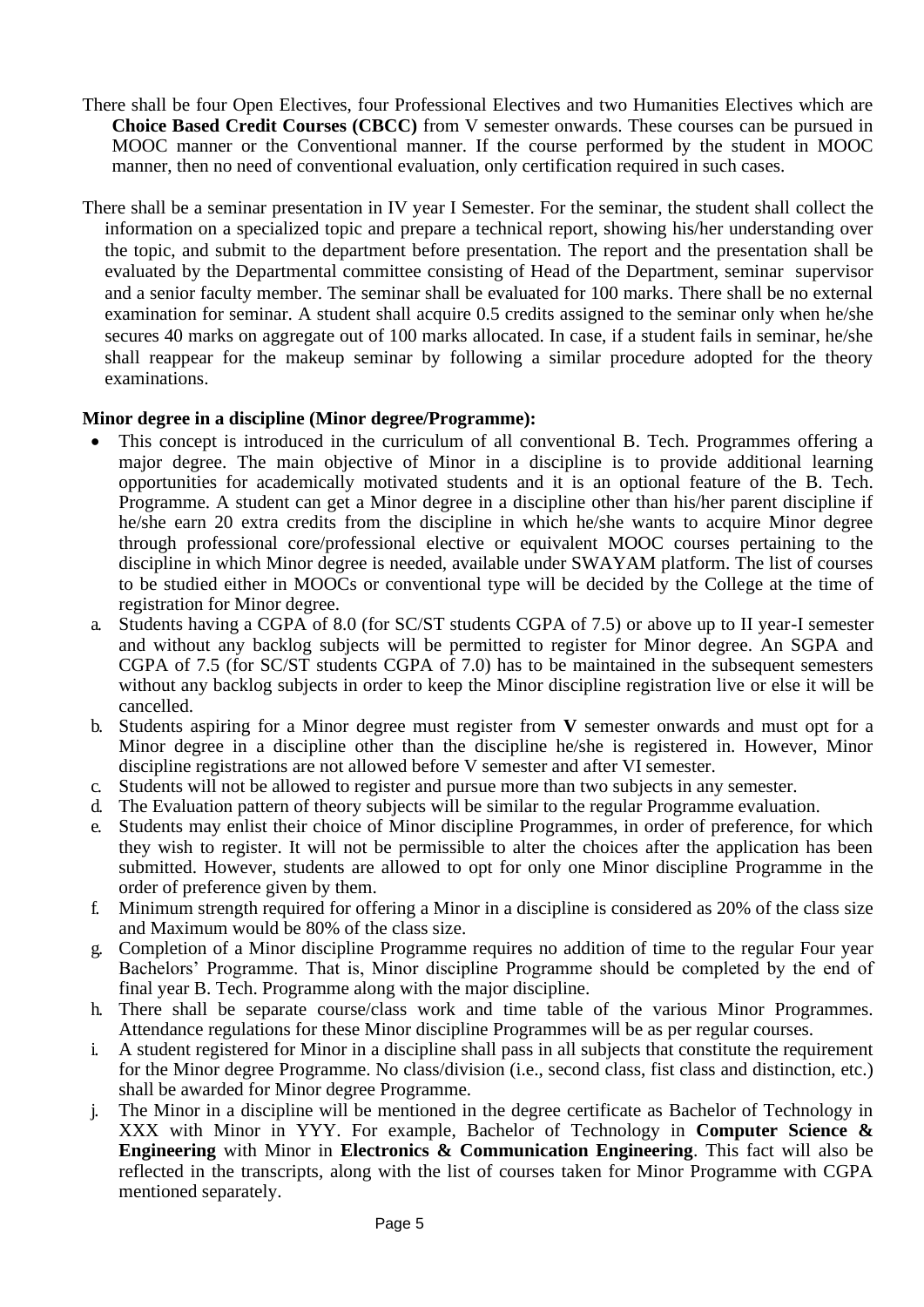There shall be four Open Electives, four Professional Electives and two Humanities Electives which are **Choice Based Credit Courses (CBCC)** from V semester onwards. These courses can be pursued in MOOC manner or the Conventional manner. If the course performed by the student in MOOC manner, then no need of conventional evaluation, only certification required in such cases.

There shall be a seminar presentation in IV year I Semester. For the seminar, the student shall collect the information on a specialized topic and prepare a technical report, showing his/her understanding over the topic, and submit to the department before presentation. The report and the presentation shall be evaluated by the Departmental committee consisting of Head of the Department, seminar supervisor and a senior faculty member. The seminar shall be evaluated for 100 marks. There shall be no external examination for seminar. A student shall acquire 0.5 credits assigned to the seminar only when he/she secures 40 marks on aggregate out of 100 marks allocated. In case, if a student fails in seminar, he/she shall reappear for the makeup seminar by following a similar procedure adopted for the theory examinations.

**Minor degree in a discipline (Minor degree/Programme):**

- This concept is introduced in the curriculum of all conventional B. Tech. Programmes offering a major degree. The main objective of Minor in a discipline is to provide additional learning opportunities for academically motivated students and it is an optional feature of the B. Tech. Programme. A student can get a Minor degree in a discipline other than his/her parent discipline if he/she earn 20 extra credits from the discipline in which he/she wants to acquire Minor degree through professional core/professional elective or equivalent MOOC courses pertaining to the discipline in which Minor degree is needed, available under SWAYAM platform. The list of courses to be studied either in MOOCs or conventional type will be decided by the College at the time of registration for Minor degree.

a. Students having a CGPA of 8.0 (for SC/ST students CGPA of 7.5) or above up to II year-I semester and without any backlog subjects will be permitted to register for Minor degree. An SGPA and CGPA of 7.5 (for SC/ST students CGPA of 7.0) has to be maintained in the subsequent semesters without any backlog subjects in order to keep the Minor discipline registration live or else it will be cancelled.
b. Students aspiring for a Minor degree must register from **V** semester onwards and must opt for a Minor degree in a discipline other than the discipline he/she is registered in. However, Minor discipline registrations are not allowed before V semester and after VI semester.
c. Students will not be allowed to register and pursue more than two subjects in any semester.
d. The Evaluation pattern of theory subjects will be similar to the regular Programme evaluation.
e. Students may enlist their choice of Minor discipline Programmes, in order of preference, for which they wish to register. It will not be permissible to alter the choices after the application has been submitted. However, students are allowed to opt for only one Minor discipline Programme in the order of preference given by them.
f. Minimum strength required for offering a Minor in a discipline is considered as 20% of the class size and Maximum would be 80% of the class size.
g. Completion of a Minor discipline Programme requires no addition of time to the regular Four year Bachelors' Programme. That is, Minor discipline Programme should be completed by the end of final year B. Tech. Programme along with the major discipline.
h. There shall be separate course/class work and time table of the various Minor Programmes. Attendance regulations for these Minor discipline Programmes will be as per regular courses.
i. A student registered for Minor in a discipline shall pass in all subjects that constitute the requirement for the Minor degree Programme. No class/division (i.e., second class, fist class and distinction, etc.) shall be awarded for Minor degree Programme.
j. The Minor in a discipline will be mentioned in the degree certificate as Bachelor of Technology in XXX with Minor in YYY. For example, Bachelor of Technology in **Computer Science & Engineering** with Minor in **Electronics & Communication Engineering**. This fact will also be reflected in the transcripts, along with the list of courses taken for Minor Programme with CGPA mentioned separately.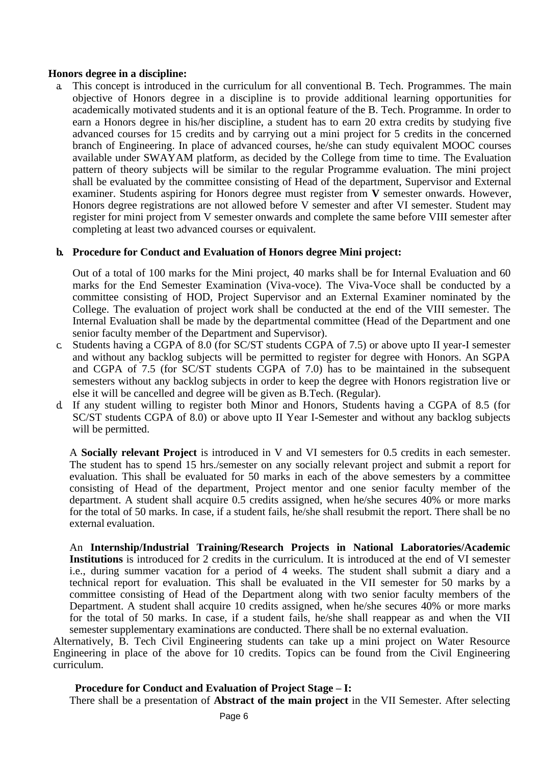**Honors degree in a discipline:**

a. This concept is introduced in the curriculum for all conventional B. Tech. Programmes. The main objective of Honors degree in a discipline is to provide additional learning opportunities for academically motivated students and it is an optional feature of the B. Tech. Programme. In order to earn a Honors degree in his/her discipline, a student has to earn 20 extra credits by studying five advanced courses for 15 credits and by carrying out a mini project for 5 credits in the concerned branch of Engineering. In place of advanced courses, he/she can study equivalent MOOC courses available under SWAYAM platform, as decided by the College from time to time. The Evaluation pattern of theory subjects will be similar to the regular Programme evaluation. The mini project shall be evaluated by the committee consisting of Head of the department, Supervisor and External examiner. Students aspiring for Honors degree must register from **V** semester onwards. However, Honors degree registrations are not allowed before V semester and after VI semester. Student may register for mini project from V semester onwards and complete the same before VIII semester after completing at least two advanced courses or equivalent.

b. **Procedure for Conduct and Evaluation of Honors degree Mini project:**

   Out of a total of 100 marks for the Mini project, 40 marks shall be for Internal Evaluation and 60 marks for the End Semester Examination (Viva-voce). The Viva-Voce shall be conducted by a committee consisting of HOD, Project Supervisor and an External Examiner nominated by the College. The evaluation of project work shall be conducted at the end of the VIII semester. The Internal Evaluation shall be made by the departmental committee (Head of the Department and one senior faculty member of the Department and Supervisor).

c. Students having a CGPA of 8.0 (for SC/ST students CGPA of 7.5) or above upto II year-I semester and without any backlog subjects will be permitted to register for degree with Honors. An SGPA and CGPA of 7.5 (for SC/ST students CGPA of 7.0) has to be maintained in the subsequent semesters without any backlog subjects in order to keep the degree with Honors registration live or else it will be cancelled and degree will be given as B.Tech. (Regular).

d. If any student willing to register both Minor and Honors, Students having a CGPA of 8.5 (for SC/ST students CGPA of 8.0) or above upto II Year I-Semester and without any backlog subjects will be permitted.

A **Socially relevant Project** is introduced in V and VI semesters for 0.5 credits in each semester. The student has to spend 15 hrs./semester on any socially relevant project and submit a report for evaluation. This shall be evaluated for 50 marks in each of the above semesters by a committee consisting of Head of the department, Project mentor and one senior faculty member of the department. A student shall acquire 0.5 credits assigned, when he/she secures 40% or more marks for the total of 50 marks. In case, if a student fails, he/she shall resubmit the report. There shall be no external evaluation.

An **Internship/Industrial Training/Research Projects in National Laboratories/Academic Institutions** is introduced for 2 credits in the curriculum. It is introduced at the end of VI semester i.e., during summer vacation for a period of 4 weeks. The student shall submit a diary and a technical report for evaluation. This shall be evaluated in the VII semester for 50 marks by a committee consisting of Head of the Department along with two senior faculty members of the Department. A student shall acquire 10 credits assigned, when he/she secures 40% or more marks for the total of 50 marks. In case, if a student fails, he/she shall reappear as and when the VII semester supplementary examinations are conducted. There shall be no external evaluation.

Alternatively, B. Tech Civil Engineering students can take up a mini project on Water Resource Engineering in place of the above for 10 credits. Topics can be found from the Civil Engineering curriculum.

**Procedure for Conduct and Evaluation of Project Stage – I:**

There shall be a presentation of **Abstract of the main project** in the VII Semester. After selecting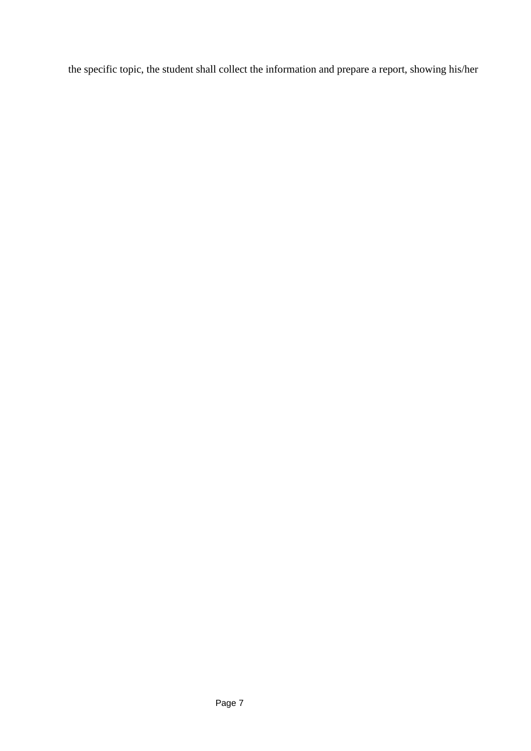the specific topic, the student shall collect the information and prepare a report, showing his/her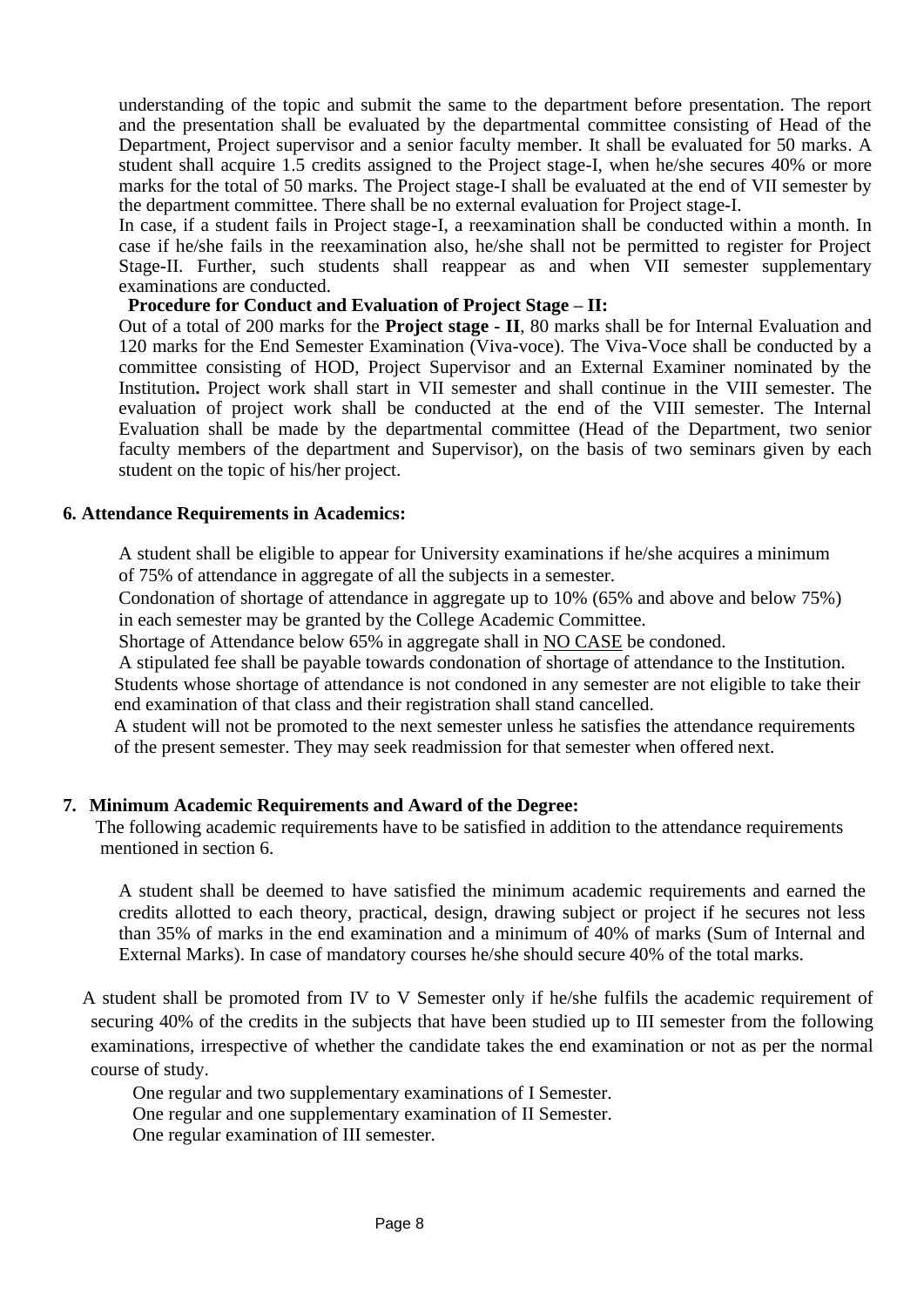understanding of the topic and submit the same to the department before presentation. The report and the presentation shall be evaluated by the departmental committee consisting of Head of the Department, Project supervisor and a senior faculty member. It shall be evaluated for 50 marks. A student shall acquire 1.5 credits assigned to the Project stage-I, when he/she secures 40% or more marks for the total of 50 marks. The Project stage-I shall be evaluated at the end of VII semester by the department committee. There shall be no external evaluation for Project stage-I.

In case, if a student fails in Project stage-I, a reexamination shall be conducted within a month. In case if he/she fails in the reexamination also, he/she shall not be permitted to register for Project Stage-II. Further, such students shall reappear as and when VII semester supplementary examinations are conducted.

**Procedure for Conduct and Evaluation of Project Stage – II:**

Out of a total of 200 marks for the **Project stage - II**, 80 marks shall be for Internal Evaluation and 120 marks for the End Semester Examination (Viva-voce). The Viva-Voce shall be conducted by a committee consisting of HOD, Project Supervisor and an External Examiner nominated by the Institution**.** Project work shall start in VII semester and shall continue in the VIII semester. The evaluation of project work shall be conducted at the end of the VIII semester. The Internal Evaluation shall be made by the departmental committee (Head of the Department, two senior faculty members of the department and Supervisor), on the basis of two seminars given by each student on the topic of his/her project.

## 6. Attendance Requirements in Academics:

A student shall be eligible to appear for University examinations if he/she acquires a minimum of 75% of attendance in aggregate of all the subjects in a semester.

Condonation of shortage of attendance in aggregate up to 10% (65% and above and below 75%) in each semester may be granted by the College Academic Committee.

Shortage of Attendance below 65% in aggregate shall in <u>NO CASE</u> be condoned.

A stipulated fee shall be payable towards condonation of shortage of attendance to the Institution.

Students whose shortage of attendance is not condoned in any semester are not eligible to take their end examination of that class and their registration shall stand cancelled.

A student will not be promoted to the next semester unless he satisfies the attendance requirements of the present semester. They may seek readmission for that semester when offered next.

## 7. Minimum Academic Requirements and Award of the Degree:

The following academic requirements have to be satisfied in addition to the attendance requirements mentioned in section 6.

A student shall be deemed to have satisfied the minimum academic requirements and earned the credits allotted to each theory, practical, design, drawing subject or project if he secures not less than 35% of marks in the end examination and a minimum of 40% of marks (Sum of Internal and External Marks). In case of mandatory courses he/she should secure 40% of the total marks.

A student shall be promoted from IV to V Semester only if he/she fulfils the academic requirement of securing 40% of the credits in the subjects that have been studied up to III semester from the following examinations, irrespective of whether the candidate takes the end examination or not as per the normal course of study.

One regular and two supplementary examinations of I Semester.

One regular and one supplementary examination of II Semester.

One regular examination of III semester.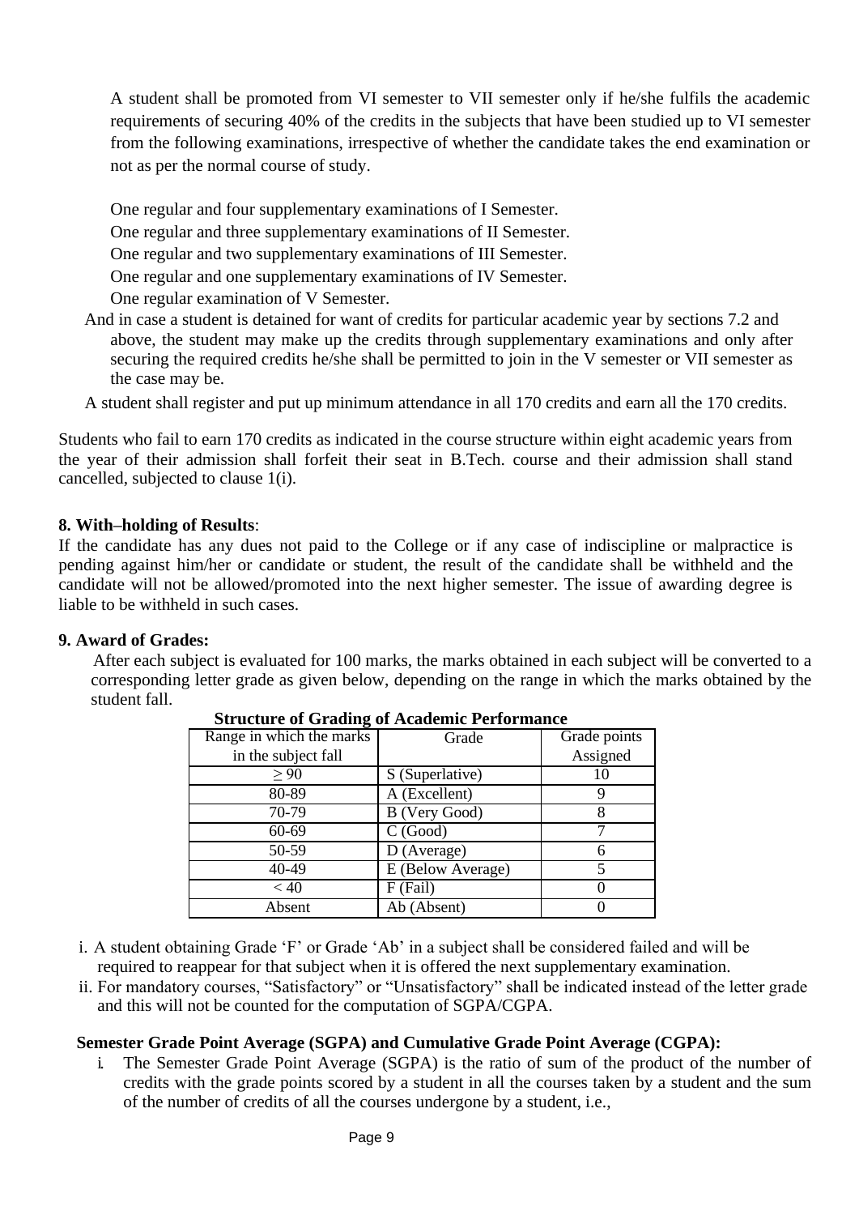A student shall be promoted from VI semester to VII semester only if he/she fulfils the academic requirements of securing 40% of the credits in the subjects that have been studied up to VI semester from the following examinations, irrespective of whether the candidate takes the end examination or not as per the normal course of study.

One regular and four supplementary examinations of I Semester.
One regular and three supplementary examinations of II Semester.
One regular and two supplementary examinations of III Semester.
One regular and one supplementary examinations of IV Semester.
One regular examination of V Semester.

And in case a student is detained for want of credits for particular academic year by sections 7.2 and above, the student may make up the credits through supplementary examinations and only after securing the required credits he/she shall be permitted to join in the V semester or VII semester as the case may be.

A student shall register and put up minimum attendance in all 170 credits and earn all the 170 credits.

Students who fail to earn 170 credits as indicated in the course structure within eight academic years from the year of their admission shall forfeit their seat in B.Tech. course and their admission shall stand cancelled, subjected to clause 1(i).

**8. With–holding of Results**:

If the candidate has any dues not paid to the College or if any case of indiscipline or malpractice is pending against him/her or candidate or student, the result of the candidate shall be withheld and the candidate will not be allowed/promoted into the next higher semester. The issue of awarding degree is liable to be withheld in such cases.

**9. Award of Grades:**

After each subject is evaluated for 100 marks, the marks obtained in each subject will be converted to a corresponding letter grade as given below, depending on the range in which the marks obtained by the student fall.

**Structure of Grading of Academic Performance**

| Range in which the marks in the subject fall | Grade | Grade points Assigned |
|---|---|---|
| $\geq 90$ | S (Superlative) | 10 |
| 80-89 | A (Excellent) | 9 |
| 70-79 | B (Very Good) | 8 |
| 60-69 | C (Good) | 7 |
| 50-59 | D (Average) | 6 |
| 40-49 | E (Below Average) | 5 |
| $< 40$ | F (Fail) | 0 |
| Absent | Ab (Absent) | 0 |

i. A student obtaining Grade 'F' or Grade 'Ab' in a subject shall be considered failed and will be required to reappear for that subject when it is offered the next supplementary examination.

ii. For mandatory courses, "Satisfactory" or "Unsatisfactory" shall be indicated instead of the letter grade and this will not be counted for the computation of SGPA/CGPA.

**Semester Grade Point Average (SGPA) and Cumulative Grade Point Average (CGPA):**

i. The Semester Grade Point Average (SGPA) is the ratio of sum of the product of the number of credits with the grade points scored by a student in all the courses taken by a student and the sum of the number of credits of all the courses undergone by a student, i.e.,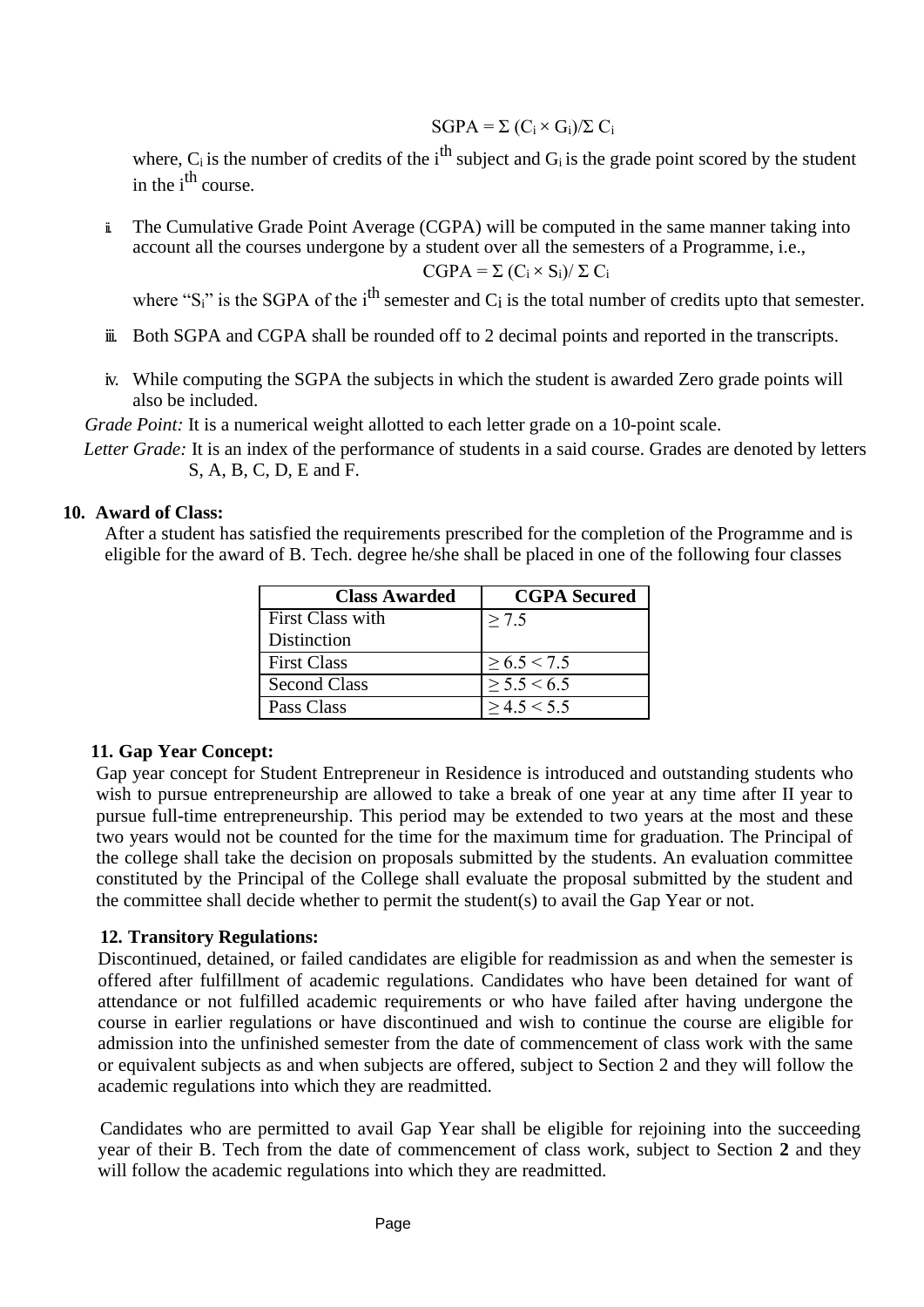$$SGPA = \Sigma (C_i \times G_i)/\Sigma C_i$$

where, $C_i$ is the number of credits of the $i^{th}$ subject and $G_i$ is the grade point scored by the student in the $i^{th}$ course.

ii. The Cumulative Grade Point Average (CGPA) will be computed in the same manner taking into account all the courses undergone by a student over all the semesters of a Programme, i.e.,

$$CGPA = \Sigma (C_i \times S_i)/ \Sigma C_i$$

where "$S_i$" is the SGPA of the $i^{th}$ semester and $C_i$ is the total number of credits upto that semester.

iii. Both SGPA and CGPA shall be rounded off to 2 decimal points and reported in the transcripts.

iv. While computing the SGPA the subjects in which the student is awarded Zero grade points will also be included.

*Grade Point:* It is a numerical weight allotted to each letter grade on a 10-point scale.

*Letter Grade:* It is an index of the performance of students in a said course. Grades are denoted by letters S, A, B, C, D, E and F.

## 10. Award of Class:

After a student has satisfied the requirements prescribed for the completion of the Programme and is eligible for the award of B. Tech. degree he/she shall be placed in one of the following four classes

| Class Awarded | CGPA Secured |
|---|---|
| First Class with Distinction | ≥ 7.5 |
| First Class | ≥ 6.5 < 7.5 |
| Second Class | ≥ 5.5 < 6.5 |
| Pass Class | ≥ 4.5 < 5.5 |

## 11. Gap Year Concept:

Gap year concept for Student Entrepreneur in Residence is introduced and outstanding students who wish to pursue entrepreneurship are allowed to take a break of one year at any time after II year to pursue full-time entrepreneurship. This period may be extended to two years at the most and these two years would not be counted for the time for the maximum time for graduation. The Principal of the college shall take the decision on proposals submitted by the students. An evaluation committee constituted by the Principal of the College shall evaluate the proposal submitted by the student and the committee shall decide whether to permit the student(s) to avail the Gap Year or not.

## 12. Transitory Regulations:

Discontinued, detained, or failed candidates are eligible for readmission as and when the semester is offered after fulfillment of academic regulations. Candidates who have been detained for want of attendance or not fulfilled academic requirements or who have failed after having undergone the course in earlier regulations or have discontinued and wish to continue the course are eligible for admission into the unfinished semester from the date of commencement of class work with the same or equivalent subjects as and when subjects are offered, subject to Section 2 and they will follow the academic regulations into which they are readmitted.

Candidates who are permitted to avail Gap Year shall be eligible for rejoining into the succeeding year of their B. Tech from the date of commencement of class work, subject to Section **2** and they will follow the academic regulations into which they are readmitted.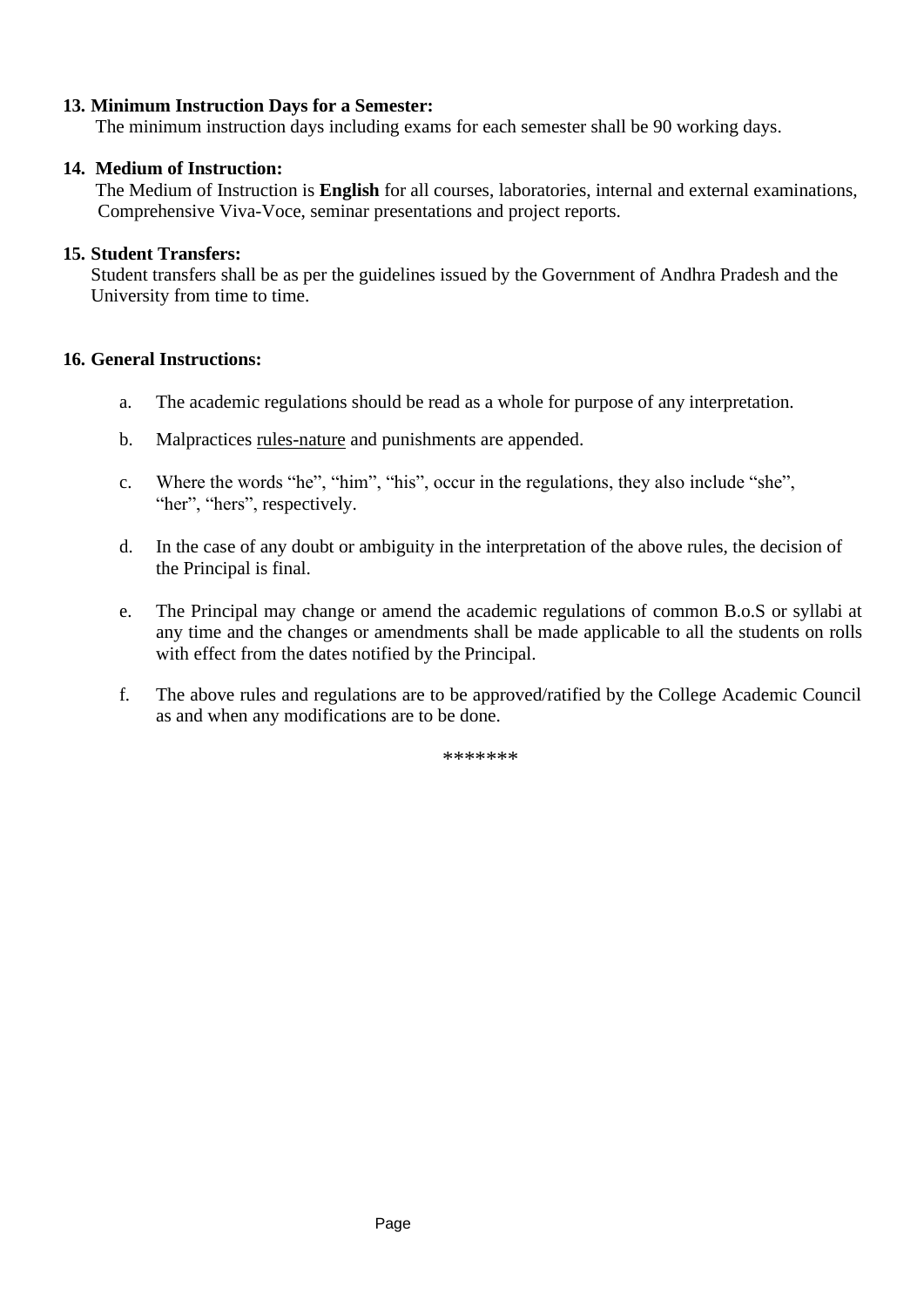**13. Minimum Instruction Days for a Semester:**

The minimum instruction days including exams for each semester shall be 90 working days.

**14. Medium of Instruction:**

The Medium of Instruction is **English** for all courses, laboratories, internal and external examinations, Comprehensive Viva-Voce, seminar presentations and project reports.

**15. Student Transfers:**

Student transfers shall be as per the guidelines issued by the Government of Andhra Pradesh and the University from time to time.

**16. General Instructions:**

a. The academic regulations should be read as a whole for purpose of any interpretation.

b. Malpractices rules-nature and punishments are appended.

c. Where the words "he", "him", "his", occur in the regulations, they also include "she", "her", "hers", respectively.

d. In the case of any doubt or ambiguity in the interpretation of the above rules, the decision of the Principal is final.

e. The Principal may change or amend the academic regulations of common B.o.S or syllabi at any time and the changes or amendments shall be made applicable to all the students on rolls with effect from the dates notified by the Principal.

f. The above rules and regulations are to be approved/ratified by the College Academic Council as and when any modifications are to be done.

*******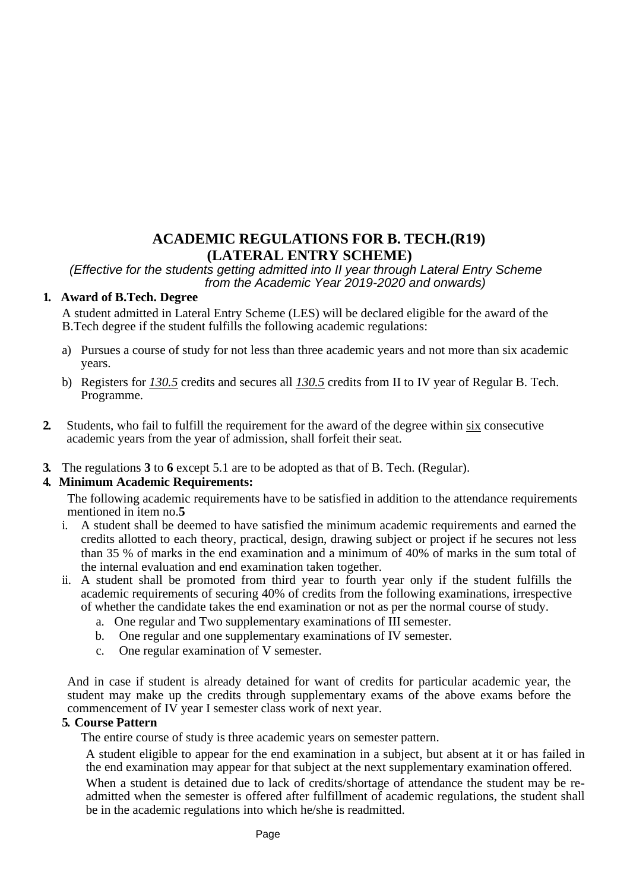# ACADEMIC REGULATIONS FOR B. TECH.(R19)
# (LATERAL ENTRY SCHEME)

*(Effective for the students getting admitted into II year through Lateral Entry Scheme from the Academic Year 2019-2020 and onwards)*

**1. Award of B.Tech. Degree**

A student admitted in Lateral Entry Scheme (LES) will be declared eligible for the award of the B.Tech degree if the student fulfills the following academic regulations:

a) Pursues a course of study for not less than three academic years and not more than six academic years.

b) Registers for ***130.5*** credits and secures all ***130.5*** credits from II to IV year of Regular B. Tech. Programme.

**2.** Students, who fail to fulfill the requirement for the award of the degree within six consecutive academic years from the year of admission, shall forfeit their seat.

**3.** The regulations **3** to **6** except 5.1 are to be adopted as that of B. Tech. (Regular).

**4. Minimum Academic Requirements:**

The following academic requirements have to be satisfied in addition to the attendance requirements mentioned in item no.**5**

i. A student shall be deemed to have satisfied the minimum academic requirements and earned the credits allotted to each theory, practical, design, drawing subject or project if he secures not less than 35 % of marks in the end examination and a minimum of 40% of marks in the sum total of the internal evaluation and end examination taken together.

ii. A student shall be promoted from third year to fourth year only if the student fulfills the academic requirements of securing 40% of credits from the following examinations, irrespective of whether the candidate takes the end examination or not as per the normal course of study.

   a. One regular and Two supplementary examinations of III semester.
   b. One regular and one supplementary examinations of IV semester.
   c. One regular examination of V semester.

And in case if student is already detained for want of credits for particular academic year, the student may make up the credits through supplementary exams of the above exams before the commencement of IV year I semester class work of next year.

**5. Course Pattern**

The entire course of study is three academic years on semester pattern.

A student eligible to appear for the end examination in a subject, but absent at it or has failed in the end examination may appear for that subject at the next supplementary examination offered.

When a student is detained due to lack of credits/shortage of attendance the student may be re-admitted when the semester is offered after fulfillment of academic regulations, the student shall be in the academic regulations into which he/she is readmitted.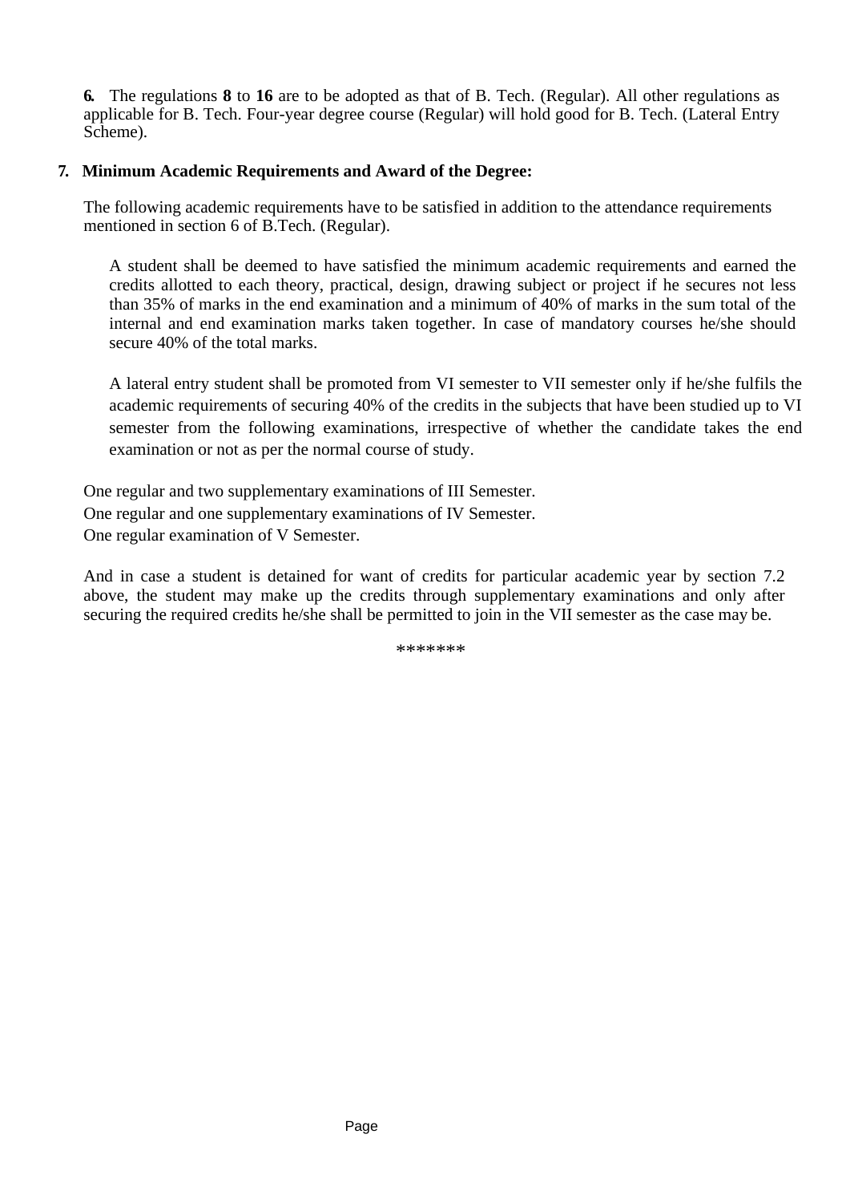**6.** The regulations **8** to **16** are to be adopted as that of B. Tech. (Regular). All other regulations as applicable for B. Tech. Four-year degree course (Regular) will hold good for B. Tech. (Lateral Entry Scheme).

**7. Minimum Academic Requirements and Award of the Degree:**

The following academic requirements have to be satisfied in addition to the attendance requirements mentioned in section 6 of B.Tech. (Regular).

A student shall be deemed to have satisfied the minimum academic requirements and earned the credits allotted to each theory, practical, design, drawing subject or project if he secures not less than 35% of marks in the end examination and a minimum of 40% of marks in the sum total of the internal and end examination marks taken together. In case of mandatory courses he/she should secure 40% of the total marks.

A lateral entry student shall be promoted from VI semester to VII semester only if he/she fulfils the academic requirements of securing 40% of the credits in the subjects that have been studied up to VI semester from the following examinations, irrespective of whether the candidate takes the end examination or not as per the normal course of study.

One regular and two supplementary examinations of III Semester.
One regular and one supplementary examinations of IV Semester.
One regular examination of V Semester.

And in case a student is detained for want of credits for particular academic year by section 7.2 above, the student may make up the credits through supplementary examinations and only after securing the required credits he/she shall be permitted to join in the VII semester as the case may be.

*******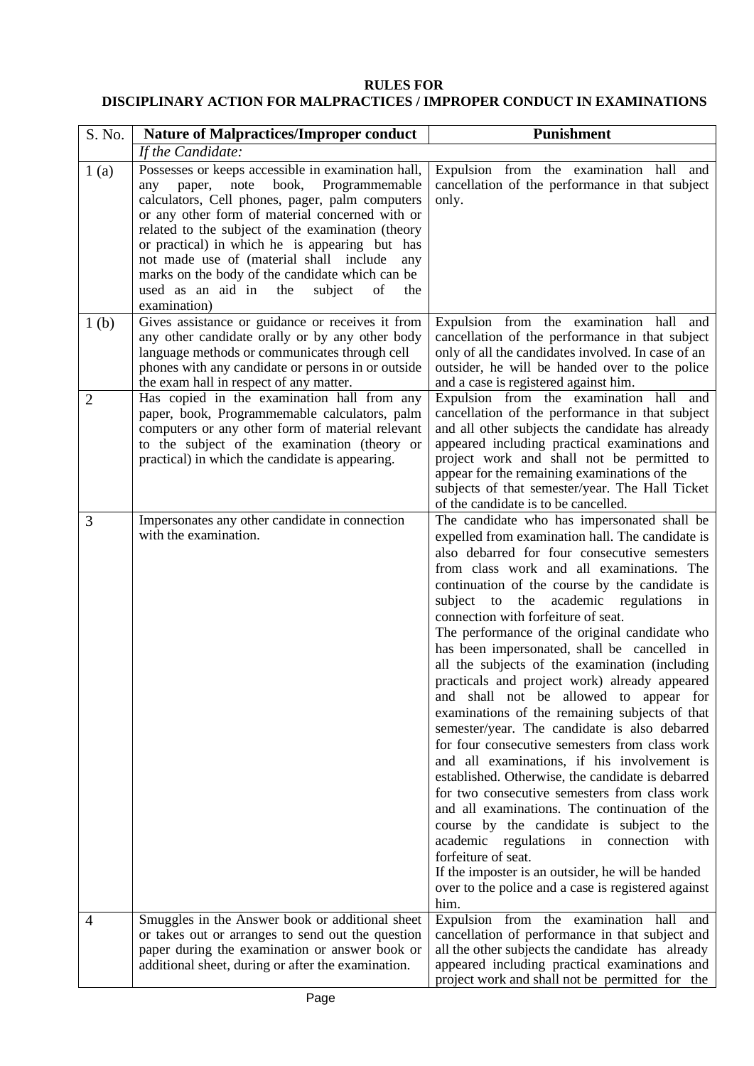**RULES FOR**
**DISCIPLINARY ACTION FOR MALPRACTICES / IMPROPER CONDUCT IN EXAMINATIONS**

| S. No. | Nature of Malpractices/Improper conduct | Punishment |
|---|---|---|
| | *If the Candidate:* | |
| 1 (a) | Possesses or keeps accessible in examination hall, any paper, note book, Programmemable calculators, Cell phones, pager, palm computers or any other form of material concerned with or related to the subject of the examination (theory or practical) in which he is appearing but has not made use of (material shall include any marks on the body of the candidate which can be used as an aid in the subject of the examination) | Expulsion from the examination hall and cancellation of the performance in that subject only. |
| 1 (b) | Gives assistance or guidance or receives it from any other candidate orally or by any other body language methods or communicates through cell phones with any candidate or persons in or outside the exam hall in respect of any matter. | Expulsion from the examination hall and cancellation of the performance in that subject only of all the candidates involved. In case of an outsider, he will be handed over to the police and a case is registered against him. |
| 2 | Has copied in the examination hall from any paper, book, Programmemable calculators, palm computers or any other form of material relevant to the subject of the examination (theory or practical) in which the candidate is appearing. | Expulsion from the examination hall and cancellation of the performance in that subject and all other subjects the candidate has already appeared including practical examinations and project work and shall not be permitted to appear for the remaining examinations of the subjects of that semester/year. The Hall Ticket of the candidate is to be cancelled. |
| 3 | Impersonates any other candidate in connection with the examination. | The candidate who has impersonated shall be expelled from examination hall. The candidate is also debarred for four consecutive semesters from class work and all examinations. The continuation of the course by the candidate is subject to the academic regulations in connection with forfeiture of seat.<br>The performance of the original candidate who has been impersonated, shall be cancelled in all the subjects of the examination (including practicals and project work) already appeared and shall not be allowed to appear for examinations of the remaining subjects of that semester/year. The candidate is also debarred for four consecutive semesters from class work and all examinations, if his involvement is established. Otherwise, the candidate is debarred for two consecutive semesters from class work and all examinations. The continuation of the course by the candidate is subject to the academic regulations in connection with forfeiture of seat.<br>If the imposter is an outsider, he will be handed over to the police and a case is registered against him. |
| 4 | Smuggles in the Answer book or additional sheet or takes out or arranges to send out the question paper during the examination or answer book or additional sheet, during or after the examination. | Expulsion from the examination hall and cancellation of performance in that subject and all the other subjects the candidate has already appeared including practical examinations and project work and shall not be permitted for the |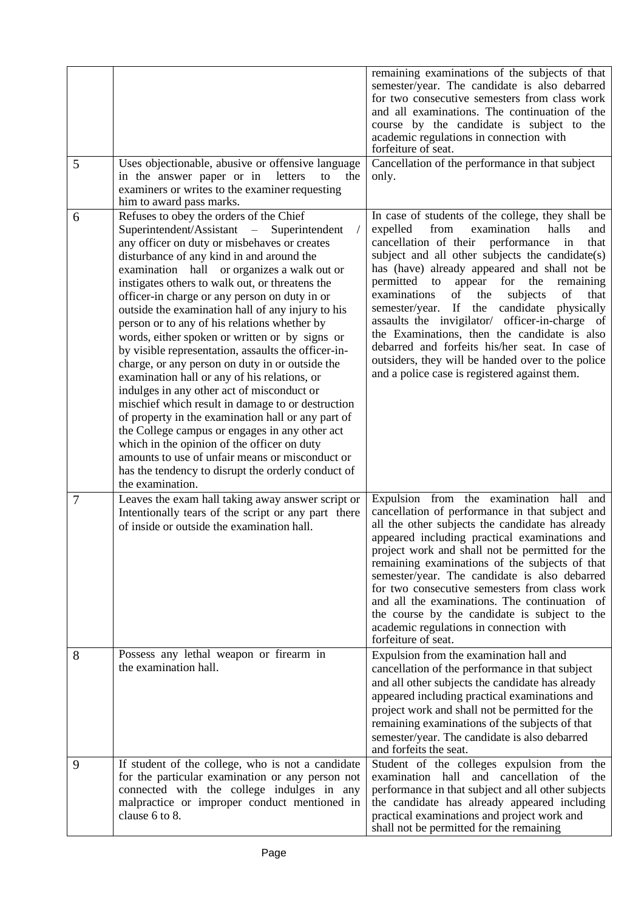| | | |
|---|---|---|
| | | remaining examinations of the subjects of that semester/year. The candidate is also debarred for two consecutive semesters from class work and all examinations. The continuation of the course by the candidate is subject to the academic regulations in connection with forfeiture of seat. |
| 5 | Uses objectionable, abusive or offensive language in the answer paper or in letters to the examiners or writes to the examiner requesting him to award pass marks. | Cancellation of the performance in that subject only. |
| 6 | Refuses to obey the orders of the Chief Superintendent/Assistant – Superintendent / any officer on duty or misbehaves or creates disturbance of any kind in and around the examination hall or organizes a walk out or instigates others to walk out, or threatens the officer-in charge or any person on duty in or outside the examination hall of any injury to his person or to any of his relations whether by words, either spoken or written or by signs or by visible representation, assaults the officer-in-charge, or any person on duty in or outside the examination hall or any of his relations, or indulges in any other act of misconduct or mischief which result in damage to or destruction of property in the examination hall or any part of the College campus or engages in any other act which in the opinion of the officer on duty amounts to use of unfair means or misconduct or has the tendency to disrupt the orderly conduct of the examination. | In case of students of the college, they shall be expelled from examination halls and cancellation of their performance in that subject and all other subjects the candidate(s) has (have) already appeared and shall not be permitted to appear for the remaining examinations of the subjects of that semester/year. If the candidate physically assaults the invigilator/ officer-in-charge of the Examinations, then the candidate is also debarred and forfeits his/her seat. In case of outsiders, they will be handed over to the police and a police case is registered against them. |
| 7 | Leaves the exam hall taking away answer script or Intentionally tears of the script or any part there of inside or outside the examination hall. | Expulsion from the examination hall and cancellation of performance in that subject and all the other subjects the candidate has already appeared including practical examinations and project work and shall not be permitted for the remaining examinations of the subjects of that semester/year. The candidate is also debarred for two consecutive semesters from class work and all the examinations. The continuation of the course by the candidate is subject to the academic regulations in connection with forfeiture of seat. |
| 8 | Possess any lethal weapon or firearm in the examination hall. | Expulsion from the examination hall and cancellation of the performance in that subject and all other subjects the candidate has already appeared including practical examinations and project work and shall not be permitted for the remaining examinations of the subjects of that semester/year. The candidate is also debarred and forfeits the seat. |
| 9 | If student of the college, who is not a candidate for the particular examination or any person not connected with the college indulges in any malpractice or improper conduct mentioned in clause 6 to 8. | Student of the colleges expulsion from the examination hall and cancellation of the performance in that subject and all other subjects the candidate has already appeared including practical examinations and project work and shall not be permitted for the remaining |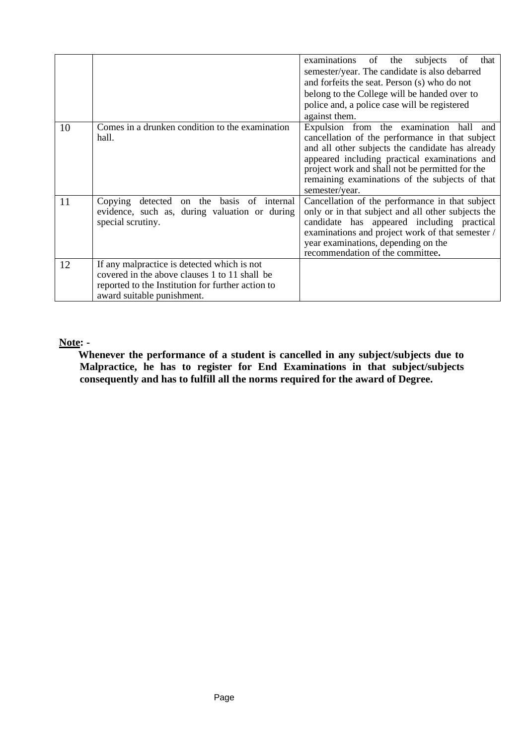| | | |
|---|---|---|
| | | examinations of the subjects of that semester/year. The candidate is also debarred and forfeits the seat. Person (s) who do not belong to the College will be handed over to police and, a police case will be registered against them. |
| 10 | Comes in a drunken condition to the examination hall. | Expulsion from the examination hall and cancellation of the performance in that subject and all other subjects the candidate has already appeared including practical examinations and project work and shall not be permitted for the remaining examinations of the subjects of that semester/year. |
| 11 | Copying detected on the basis of internal evidence, such as, during valuation or during special scrutiny. | Cancellation of the performance in that subject only or in that subject and all other subjects the candidate has appeared including practical examinations and project work of that semester / year examinations, depending on the recommendation of the committee**.** |
| 12 | If any malpractice is detected which is not covered in the above clauses 1 to 11 shall be reported to the Institution for further action to award suitable punishment. | |

**Note: -**

**Whenever the performance of a student is cancelled in any subject/subjects due to Malpractice, he has to register for End Examinations in that subject/subjects consequently and has to fulfill all the norms required for the award of Degree.**